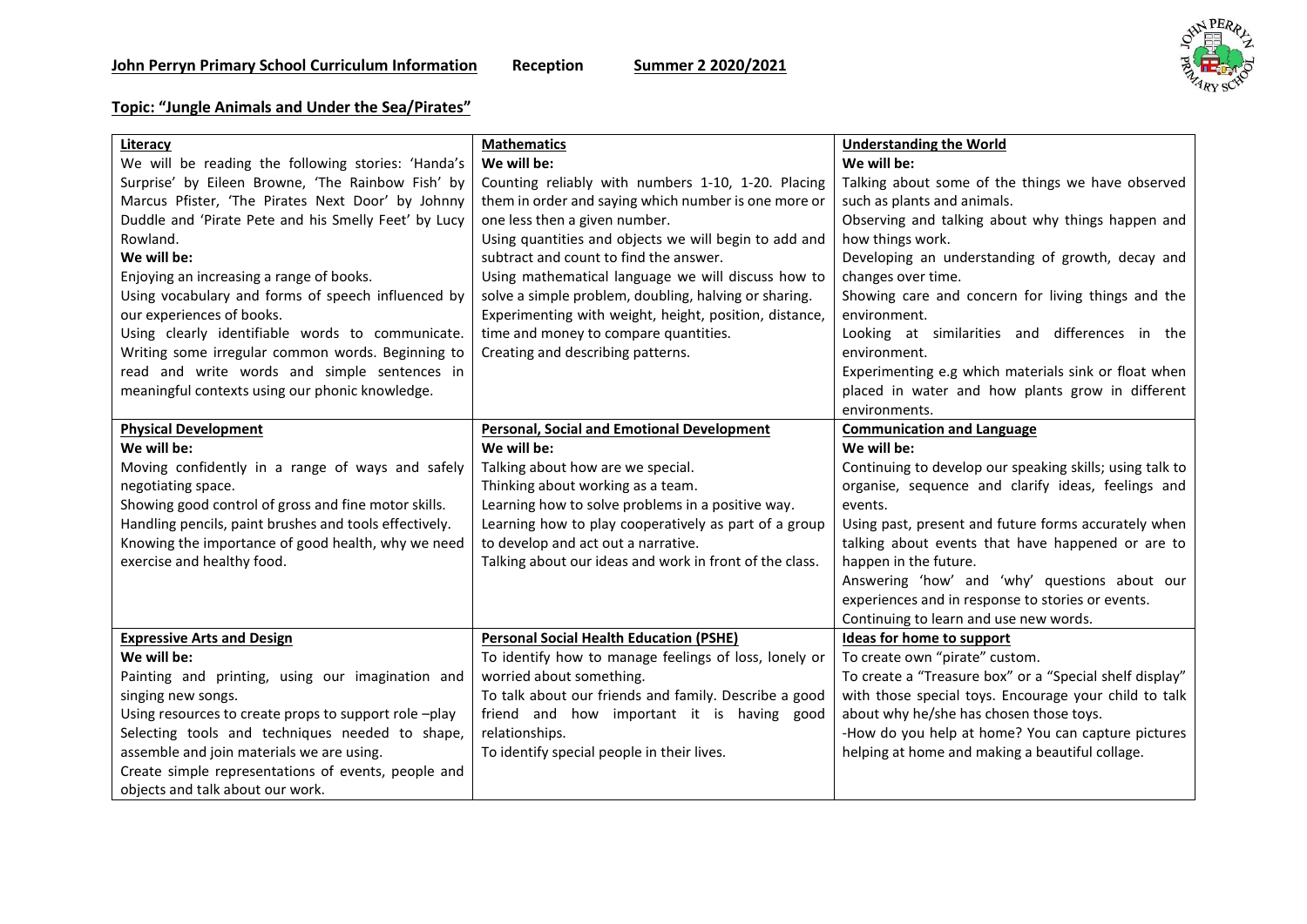**John Perryn Primary School Curriculum Information** **Reception** **Summer 2 2020/2021**

## Topic: "Jungle Animals and Under the Sea/Pirates"

### Literacy

We will be reading the following stories: 'Handa's Surprise' by Eileen Browne, 'The Rainbow Fish' by Marcus Pfister, 'The Pirates Next Door' by Johnny Duddle and 'Pirate Pete and his Smelly Feet' by Lucy Rowland.

**We will be:**

Enjoying an increasing a range of books.
Using vocabulary and forms of speech influenced by our experiences of books.
Using clearly identifiable words to communicate. Writing some irregular common words. Beginning to read and write words and simple sentences in meaningful contexts using our phonic knowledge.

### Mathematics

**We will be:**

Counting reliably with numbers 1-10, 1-20. Placing them in order and saying which number is one more or one less then a given number.
Using quantities and objects we will begin to add and subtract and count to find the answer.
Using mathematical language we will discuss how to solve a simple problem, doubling, halving or sharing.
Experimenting with weight, height, position, distance, time and money to compare quantities.
Creating and describing patterns.

### Understanding the World

**We will be:**

Talking about some of the things we have observed such as plants and animals.
Observing and talking about why things happen and how things work.
Developing an understanding of growth, decay and changes over time.
Showing care and concern for living things and the environment.
Looking at similarities and differences in the environment.
Experimenting e.g which materials sink or float when placed in water and how plants grow in different environments.

### Physical Development

**We will be:**

Moving confidently in a range of ways and safely negotiating space.
Showing good control of gross and fine motor skills.
Handling pencils, paint brushes and tools effectively.
Knowing the importance of good health, why we need exercise and healthy food.

### Personal, Social and Emotional Development

**We will be:**

Talking about how are we special.
Thinking about working as a team.
Learning how to solve problems in a positive way.
Learning how to play cooperatively as part of a group to develop and act out a narrative.
Talking about our ideas and work in front of the class.

### Communication and Language

**We will be:**

Continuing to develop our speaking skills; using talk to organise, sequence and clarify ideas, feelings and events.
Using past, present and future forms accurately when talking about events that have happened or are to happen in the future.
Answering 'how' and 'why' questions about our experiences and in response to stories or events.
Continuing to learn and use new words.

### Expressive Arts and Design

**We will be:**

Painting and printing, using our imagination and singing new songs.
Using resources to create props to support role –play
Selecting tools and techniques needed to shape, assemble and join materials we are using.
Create simple representations of events, people and objects and talk about our work.

### Personal Social Health Education (PSHE)

To identify how to manage feelings of loss, lonely or worried about something.
To talk about our friends and family. Describe a good friend and how important it is having good relationships.
To identify special people in their lives.

### Ideas for home to support

To create own "pirate" custom.
To create a "Treasure box" or a "Special shelf display" with those special toys. Encourage your child to talk about why he/she has chosen those toys.
-How do you help at home? You can capture pictures helping at home and making a beautiful collage.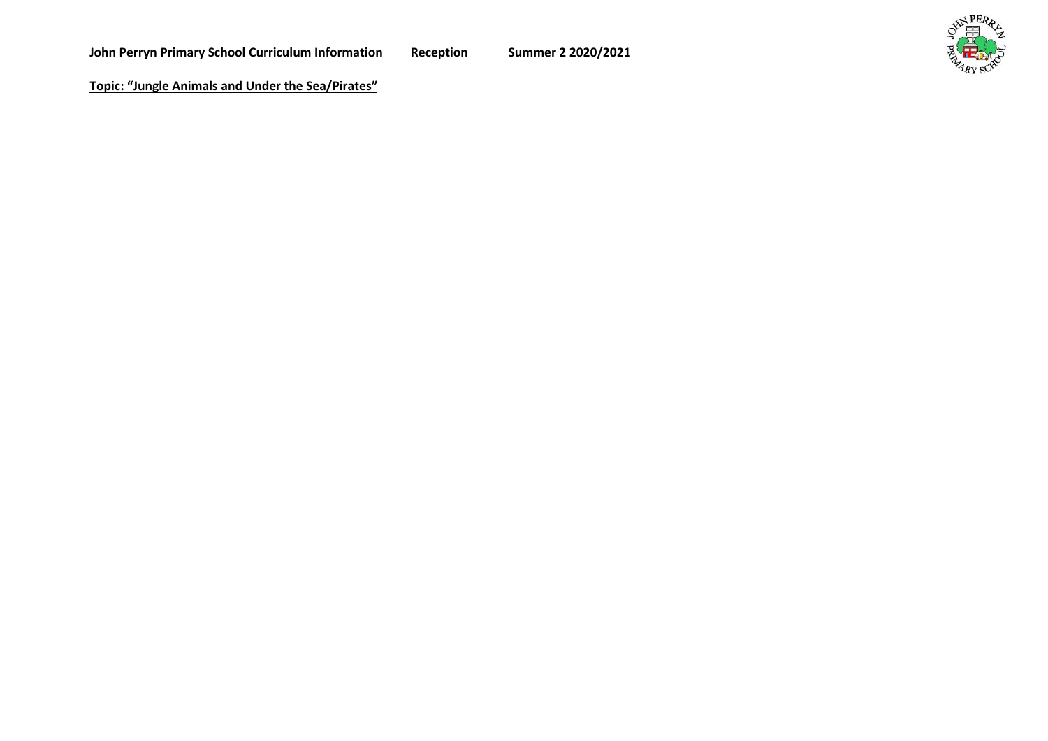**John Perryn Primary School Curriculum Information** **Reception** **Summer 2 2020/2021**

**Topic: "Jungle Animals and Under the Sea/Pirates"**